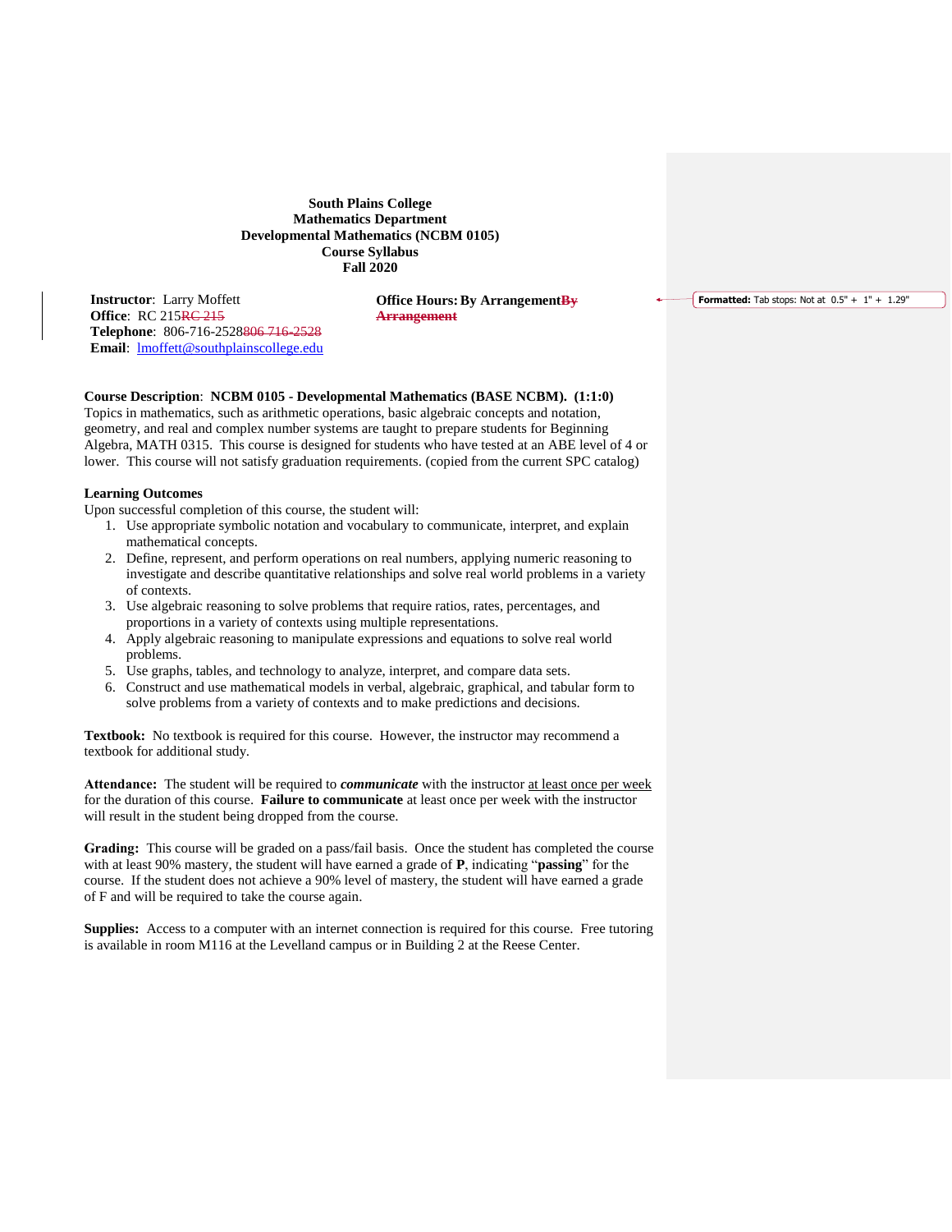**South Plains College**
**Mathematics Department**
**Developmental Mathematics (NCBM 0105)**
**Course Syllabus**
**Fall 2020**

**Instructor**: Larry Moffett
**Office**: RC 215
**Telephone**: 806-716-2528
**Email**: lmoffett@southplainscollege.edu

**Office Hours:** **By Arrangement**

**Course Description**: **NCBM 0105 - Developmental Mathematics (BASE NCBM). (1:1:0)** Topics in mathematics, such as arithmetic operations, basic algebraic concepts and notation, geometry, and real and complex number systems are taught to prepare students for Beginning Algebra, MATH 0315. This course is designed for students who have tested at an ABE level of 4 or lower. This course will not satisfy graduation requirements. (copied from the current SPC catalog)

**Learning Outcomes**
Upon successful completion of this course, the student will:

1. Use appropriate symbolic notation and vocabulary to communicate, interpret, and explain mathematical concepts.
2. Define, represent, and perform operations on real numbers, applying numeric reasoning to investigate and describe quantitative relationships and solve real world problems in a variety of contexts.
3. Use algebraic reasoning to solve problems that require ratios, rates, percentages, and proportions in a variety of contexts using multiple representations.
4. Apply algebraic reasoning to manipulate expressions and equations to solve real world problems.
5. Use graphs, tables, and technology to analyze, interpret, and compare data sets.
6. Construct and use mathematical models in verbal, algebraic, graphical, and tabular form to solve problems from a variety of contexts and to make predictions and decisions.

**Textbook:** No textbook is required for this course. However, the instructor may recommend a textbook for additional study.

**Attendance:** The student will be required to ***communicate*** with the instructor at least once per week for the duration of this course. **Failure to communicate** at least once per week with the instructor will result in the student being dropped from the course.

**Grading:** This course will be graded on a pass/fail basis. Once the student has completed the course with at least 90% mastery, the student will have earned a grade of **P**, indicating "**passing**" for the course. If the student does not achieve a 90% level of mastery, the student will have earned a grade of F and will be required to take the course again.

**Supplies:** Access to a computer with an internet connection is required for this course. Free tutoring is available in room M116 at the Levelland campus or in Building 2 at the Reese Center.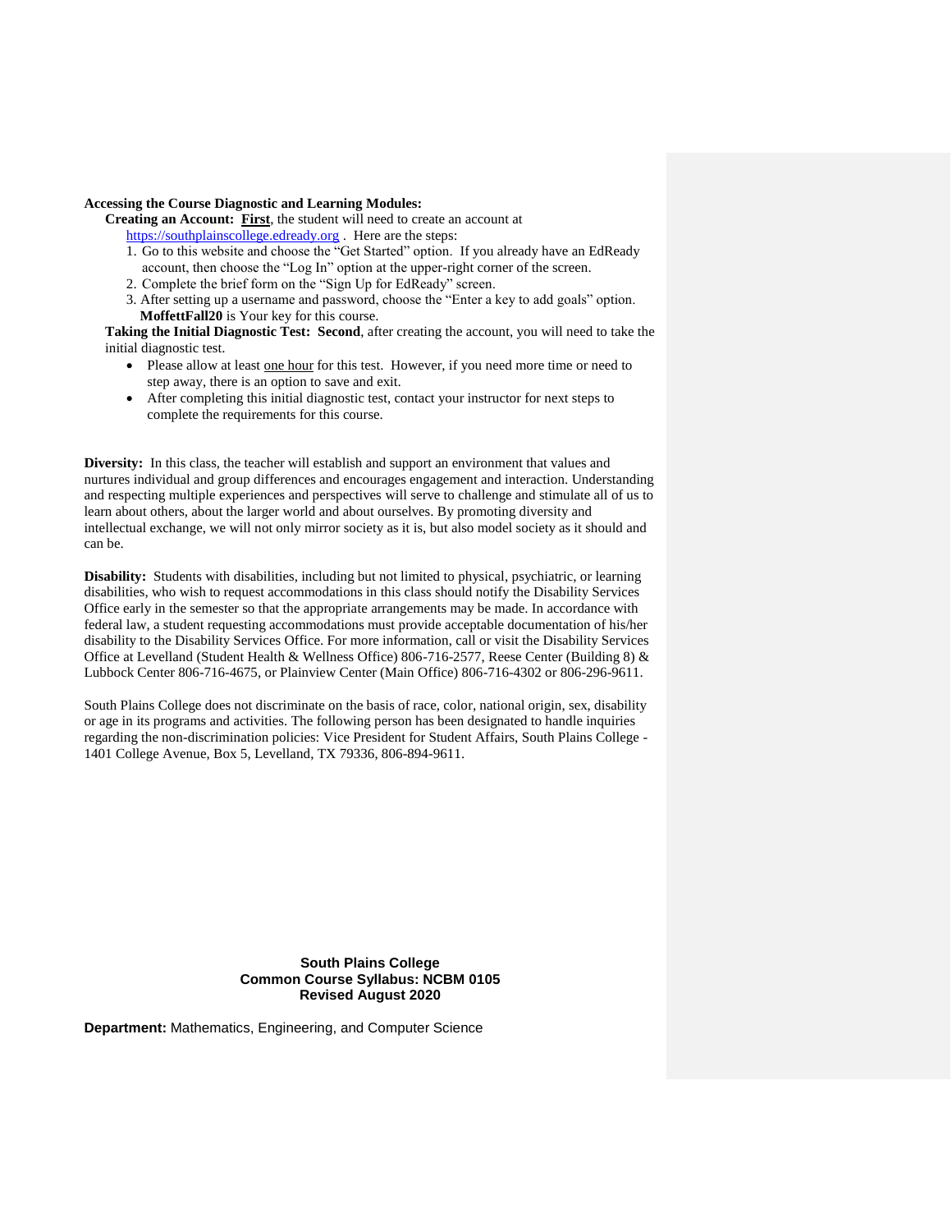**Accessing the Course Diagnostic and Learning Modules:**

**Creating an Account:** **First**, the student will need to create an account at https://southplainscollege.edready.org . Here are the steps:

1. Go to this website and choose the "Get Started" option. If you already have an EdReady account, then choose the "Log In" option at the upper-right corner of the screen.
2. Complete the brief form on the "Sign Up for EdReady" screen.
3. After setting up a username and password, choose the "Enter a key to add goals" option. **MoffettFall20** is Your key for this course.

**Taking the Initial Diagnostic Test:** **Second**, after creating the account, you will need to take the initial diagnostic test.

- Please allow at least one hour for this test. However, if you need more time or need to step away, there is an option to save and exit.
- After completing this initial diagnostic test, contact your instructor for next steps to complete the requirements for this course.

**Diversity:** In this class, the teacher will establish and support an environment that values and nurtures individual and group differences and encourages engagement and interaction. Understanding and respecting multiple experiences and perspectives will serve to challenge and stimulate all of us to learn about others, about the larger world and about ourselves. By promoting diversity and intellectual exchange, we will not only mirror society as it is, but also model society as it should and can be.

**Disability:** Students with disabilities, including but not limited to physical, psychiatric, or learning disabilities, who wish to request accommodations in this class should notify the Disability Services Office early in the semester so that the appropriate arrangements may be made. In accordance with federal law, a student requesting accommodations must provide acceptable documentation of his/her disability to the Disability Services Office. For more information, call or visit the Disability Services Office at Levelland (Student Health & Wellness Office) 806-716-2577, Reese Center (Building 8) & Lubbock Center 806-716-4675, or Plainview Center (Main Office) 806-716-4302 or 806-296-9611.

South Plains College does not discriminate on the basis of race, color, national origin, sex, disability or age in its programs and activities. The following person has been designated to handle inquiries regarding the non-discrimination policies: Vice President for Student Affairs, South Plains College - 1401 College Avenue, Box 5, Levelland, TX 79336, 806-894-9611.

**South Plains College**
**Common Course Syllabus: NCBM 0105**
**Revised August 2020**

**Department:** Mathematics, Engineering, and Computer Science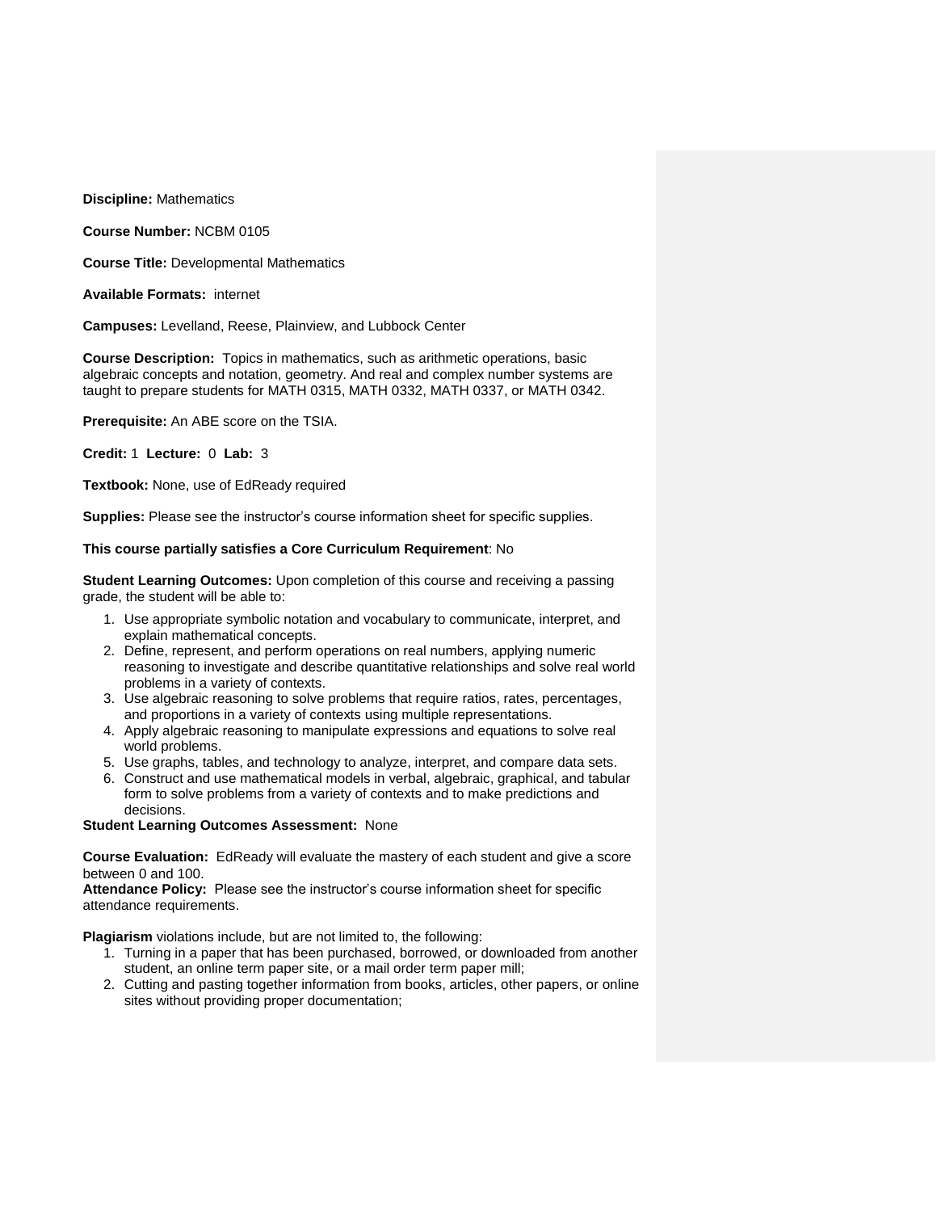**Discipline:** Mathematics

**Course Number:** NCBM 0105

**Course Title:** Developmental Mathematics

**Available Formats:** internet

**Campuses:** Levelland, Reese, Plainview, and Lubbock Center

**Course Description:** Topics in mathematics, such as arithmetic operations, basic algebraic concepts and notation, geometry. And real and complex number systems are taught to prepare students for MATH 0315, MATH 0332, MATH 0337, or MATH 0342.

**Prerequisite:** An ABE score on the TSIA.

**Credit:** 1 **Lecture:** 0 **Lab:** 3

**Textbook:** None, use of EdReady required

**Supplies:** Please see the instructor's course information sheet for specific supplies.

**This course partially satisfies a Core Curriculum Requirement**: No

**Student Learning Outcomes:** Upon completion of this course and receiving a passing grade, the student will be able to:

1. Use appropriate symbolic notation and vocabulary to communicate, interpret, and explain mathematical concepts.
2. Define, represent, and perform operations on real numbers, applying numeric reasoning to investigate and describe quantitative relationships and solve real world problems in a variety of contexts.
3. Use algebraic reasoning to solve problems that require ratios, rates, percentages, and proportions in a variety of contexts using multiple representations.
4. Apply algebraic reasoning to manipulate expressions and equations to solve real world problems.
5. Use graphs, tables, and technology to analyze, interpret, and compare data sets.
6. Construct and use mathematical models in verbal, algebraic, graphical, and tabular form to solve problems from a variety of contexts and to make predictions and decisions.

**Student Learning Outcomes Assessment:** None

**Course Evaluation:** EdReady will evaluate the mastery of each student and give a score between 0 and 100.

**Attendance Policy:** Please see the instructor's course information sheet for specific attendance requirements.

**Plagiarism** violations include, but are not limited to, the following:

1. Turning in a paper that has been purchased, borrowed, or downloaded from another student, an online term paper site, or a mail order term paper mill;
2. Cutting and pasting together information from books, articles, other papers, or online sites without providing proper documentation;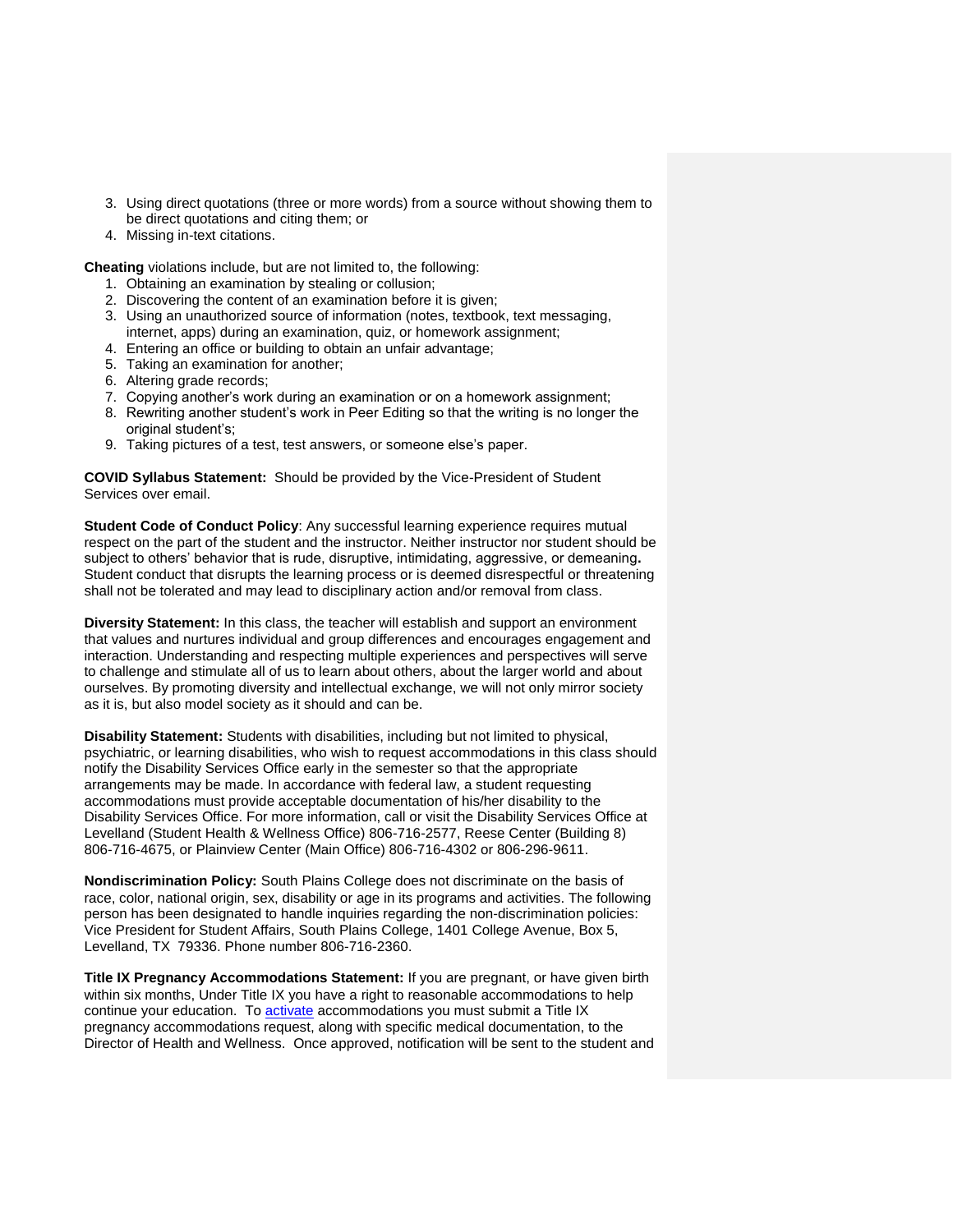3. Using direct quotations (three or more words) from a source without showing them to be direct quotations and citing them; or
4. Missing in-text citations.

**Cheating** violations include, but are not limited to, the following:

1. Obtaining an examination by stealing or collusion;
2. Discovering the content of an examination before it is given;
3. Using an unauthorized source of information (notes, textbook, text messaging, internet, apps) during an examination, quiz, or homework assignment;
4. Entering an office or building to obtain an unfair advantage;
5. Taking an examination for another;
6. Altering grade records;
7. Copying another's work during an examination or on a homework assignment;
8. Rewriting another student's work in Peer Editing so that the writing is no longer the original student's;
9. Taking pictures of a test, test answers, or someone else's paper.

**COVID Syllabus Statement:** Should be provided by the Vice-President of Student Services over email.

**Student Code of Conduct Policy**: Any successful learning experience requires mutual respect on the part of the student and the instructor. Neither instructor nor student should be subject to others' behavior that is rude, disruptive, intimidating, aggressive, or demeaning**.** Student conduct that disrupts the learning process or is deemed disrespectful or threatening shall not be tolerated and may lead to disciplinary action and/or removal from class.

**Diversity Statement:** In this class, the teacher will establish and support an environment that values and nurtures individual and group differences and encourages engagement and interaction. Understanding and respecting multiple experiences and perspectives will serve to challenge and stimulate all of us to learn about others, about the larger world and about ourselves. By promoting diversity and intellectual exchange, we will not only mirror society as it is, but also model society as it should and can be.

**Disability Statement:** Students with disabilities, including but not limited to physical, psychiatric, or learning disabilities, who wish to request accommodations in this class should notify the Disability Services Office early in the semester so that the appropriate arrangements may be made. In accordance with federal law, a student requesting accommodations must provide acceptable documentation of his/her disability to the Disability Services Office. For more information, call or visit the Disability Services Office at Levelland (Student Health & Wellness Office) 806-716-2577, Reese Center (Building 8) 806-716-4675, or Plainview Center (Main Office) 806-716-4302 or 806-296-9611.

**Nondiscrimination Policy:** South Plains College does not discriminate on the basis of race, color, national origin, sex, disability or age in its programs and activities. The following person has been designated to handle inquiries regarding the non-discrimination policies: Vice President for Student Affairs, South Plains College, 1401 College Avenue, Box 5, Levelland, TX 79336. Phone number 806-716-2360.

**Title IX Pregnancy Accommodations Statement:** If you are pregnant, or have given birth within six months, Under Title IX you have a right to reasonable accommodations to help continue your education. To activate accommodations you must submit a Title IX pregnancy accommodations request, along with specific medical documentation, to the Director of Health and Wellness. Once approved, notification will be sent to the student and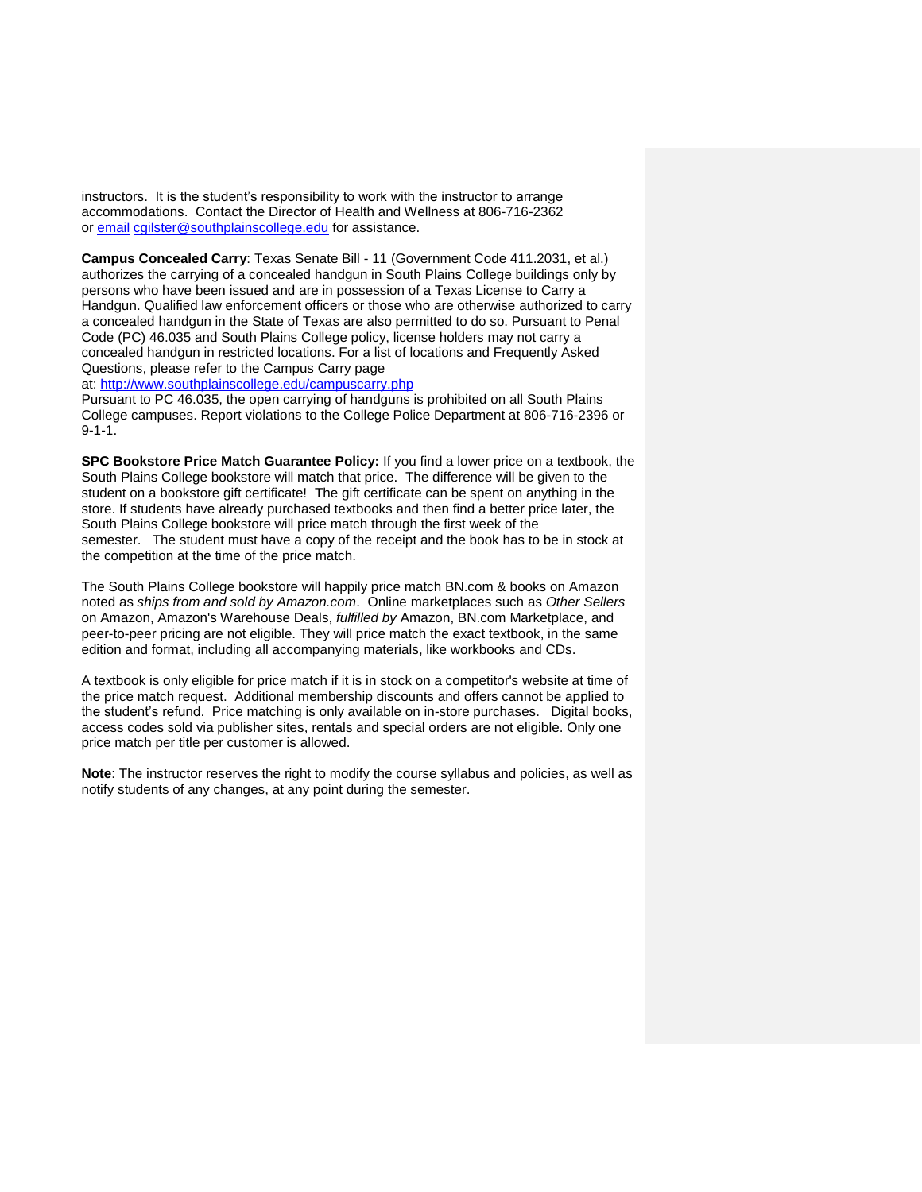instructors. It is the student's responsibility to work with the instructor to arrange accommodations. Contact the Director of Health and Wellness at 806-716-2362 or email cgilster@southplainscollege.edu for assistance.

**Campus Concealed Carry**: Texas Senate Bill - 11 (Government Code 411.2031, et al.) authorizes the carrying of a concealed handgun in South Plains College buildings only by persons who have been issued and are in possession of a Texas License to Carry a Handgun. Qualified law enforcement officers or those who are otherwise authorized to carry a concealed handgun in the State of Texas are also permitted to do so. Pursuant to Penal Code (PC) 46.035 and South Plains College policy, license holders may not carry a concealed handgun in restricted locations. For a list of locations and Frequently Asked Questions, please refer to the Campus Carry page at: http://www.southplainscollege.edu/campuscarry.php
Pursuant to PC 46.035, the open carrying of handguns is prohibited on all South Plains College campuses. Report violations to the College Police Department at 806-716-2396 or 9-1-1.

**SPC Bookstore Price Match Guarantee Policy:** If you find a lower price on a textbook, the South Plains College bookstore will match that price. The difference will be given to the student on a bookstore gift certificate! The gift certificate can be spent on anything in the store. If students have already purchased textbooks and then find a better price later, the South Plains College bookstore will price match through the first week of the semester. The student must have a copy of the receipt and the book has to be in stock at the competition at the time of the price match.

The South Plains College bookstore will happily price match BN.com & books on Amazon noted as *ships from and sold by Amazon.com*. Online marketplaces such as *Other Sellers* on Amazon, Amazon's Warehouse Deals, *fulfilled by* Amazon, BN.com Marketplace, and peer-to-peer pricing are not eligible. They will price match the exact textbook, in the same edition and format, including all accompanying materials, like workbooks and CDs.

A textbook is only eligible for price match if it is in stock on a competitor's website at time of the price match request. Additional membership discounts and offers cannot be applied to the student's refund. Price matching is only available on in-store purchases. Digital books, access codes sold via publisher sites, rentals and special orders are not eligible. Only one price match per title per customer is allowed.

**Note**: The instructor reserves the right to modify the course syllabus and policies, as well as notify students of any changes, at any point during the semester.